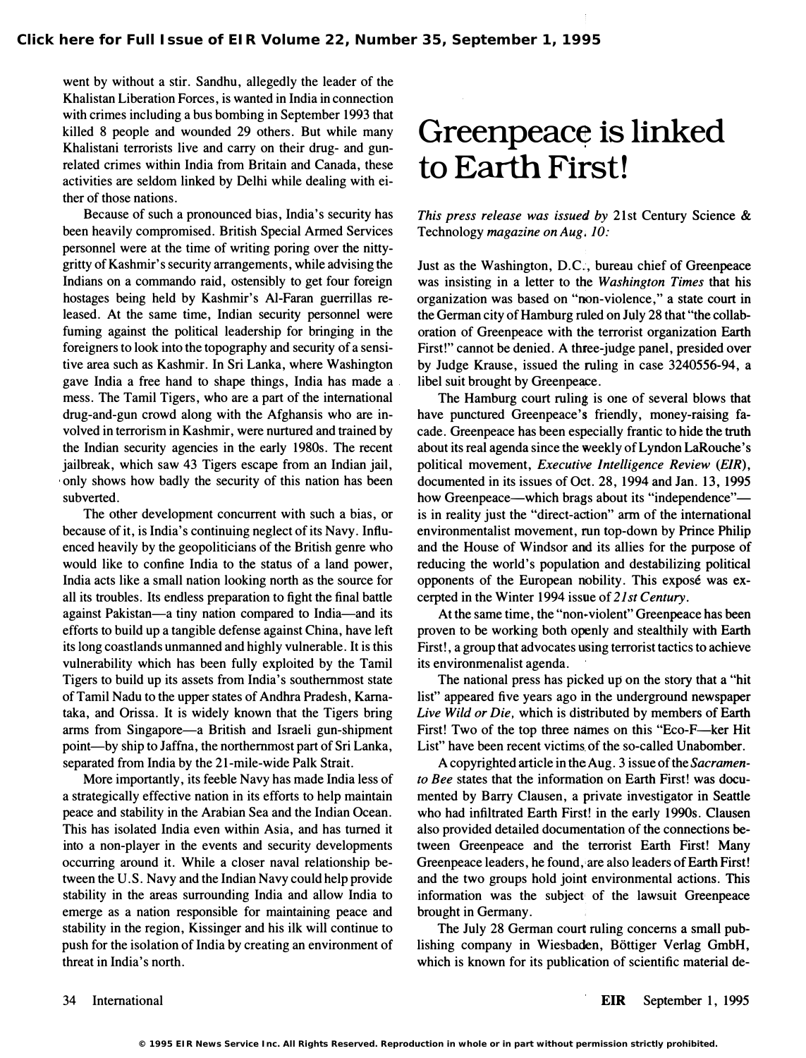went by without a stir. Sandhu, allegedly the leader of the Khalistan Liberation Forces, is wanted in India in connection with crimes including a bus bombing in September 1993 that killed 8 people and wounded 29 others. But while many Khalistani terrorists live and carry on their drug- and gun-related crimes within India from Britain and Canada, these activities are seldom linked by Delhi while dealing with either of those nations.

Because of such a pronounced bias, India's security has been heavily compromised. British Special Armed Services personnel were at the time of writing poring over the nitty-gritty of Kashmir's security arrangements, while advising the Indians on a commando raid, ostensibly to get four foreign hostages being held by Kashmir's Al-Faran guerrillas released. At the same time, Indian security personnel were fuming against the political leadership for bringing in the foreigners to look into the topography and security of a sensitive area such as Kashmir. In Sri Lanka, where Washington gave India a free hand to shape things, India has made a mess. The Tamil Tigers, who are a part of the international drug-and-gun crowd along with the Afghansis who are involved in terrorism in Kashmir, were nurtured and trained by the Indian security agencies in the early 1980s. The recent jailbreak, which saw 43 Tigers escape from an Indian jail, only shows how badly the security of this nation has been subverted.

The other development concurrent with such a bias, or because of it, is India's continuing neglect of its Navy. Influenced heavily by the geopoliticians of the British genre who would like to confine India to the status of a land power, India acts like a small nation looking north as the source for all its troubles. Its endless preparation to fight the final battle against Pakistan—a tiny nation compared to India—and its efforts to build up a tangible defense against China, have left its long coastlands unmanned and highly vulnerable. It is this vulnerability which has been fully exploited by the Tamil Tigers to build up its assets from India's southernmost state of Tamil Nadu to the upper states of Andhra Pradesh, Karnataka, and Orissa. It is widely known that the Tigers bring arms from Singapore—a British and Israeli gun-shipment point—by ship to Jaffna, the northernmost part of Sri Lanka, separated from India by the 21-mile-wide Palk Strait.

More importantly, its feeble Navy has made India less of a strategically effective nation in its efforts to help maintain peace and stability in the Arabian Sea and the Indian Ocean. This has isolated India even within Asia, and has turned it into a non-player in the events and security developments occurring around it. While a closer naval relationship between the U.S. Navy and the Indian Navy could help provide stability in the areas surrounding India and allow India to emerge as a nation responsible for maintaining peace and stability in the region, Kissinger and his ilk will continue to push for the isolation of India by creating an environment of threat in India's north.

# Greenpeace is linked to Earth First!

*This press release was issued by* 21st Century Science & Technology *magazine on Aug. 10:*

Just as the Washington, D.C., bureau chief of Greenpeace was insisting in a letter to the *Washington Times* that his organization was based on "non-violence," a state court in the German city of Hamburg ruled on July 28 that "the collaboration of Greenpeace with the terrorist organization Earth First!" cannot be denied. A three-judge panel, presided over by Judge Krause, issued the ruling in case 3240556-94, a libel suit brought by Greenpeace.

The Hamburg court ruling is one of several blows that have punctured Greenpeace's friendly, money-raising facade. Greenpeace has been especially frantic to hide the truth about its real agenda since the weekly of Lyndon LaRouche's political movement, *Executive Intelligence Review* (*EIR*), documented in its issues of Oct. 28, 1994 and Jan. 13, 1995 how Greenpeace—which brags about its "independence"—is in reality just the "direct-action" arm of the international environmentalist movement, run top-down by Prince Philip and the House of Windsor and its allies for the purpose of reducing the world's population and destabilizing political opponents of the European nobility. This exposé was excerpted in the Winter 1994 issue of *21st Century*.

At the same time, the "non-violent" Greenpeace has been proven to be working both openly and stealthily with Earth First!, a group that advocates using terrorist tactics to achieve its environmenalist agenda.

The national press has picked up on the story that a "hit list" appeared five years ago in the underground newspaper *Live Wild or Die*, which is distributed by members of Earth First! Two of the top three names on this "Eco-F—ker Hit List" have been recent victims of the so-called Unabomber.

A copyrighted article in the Aug. 3 issue of the *Sacramento Bee* states that the information on Earth First! was documented by Barry Clausen, a private investigator in Seattle who had infiltrated Earth First! in the early 1990s. Clausen also provided detailed documentation of the connections between Greenpeace and the terrorist Earth First! Many Greenpeace leaders, he found, are also leaders of Earth First! and the two groups hold joint environmental actions. This information was the subject of the lawsuit Greenpeace brought in Germany.

The July 28 German court ruling concerns a small publishing company in Wiesbaden, Böttiger Verlag GmbH, which is known for its publication of scientific material de-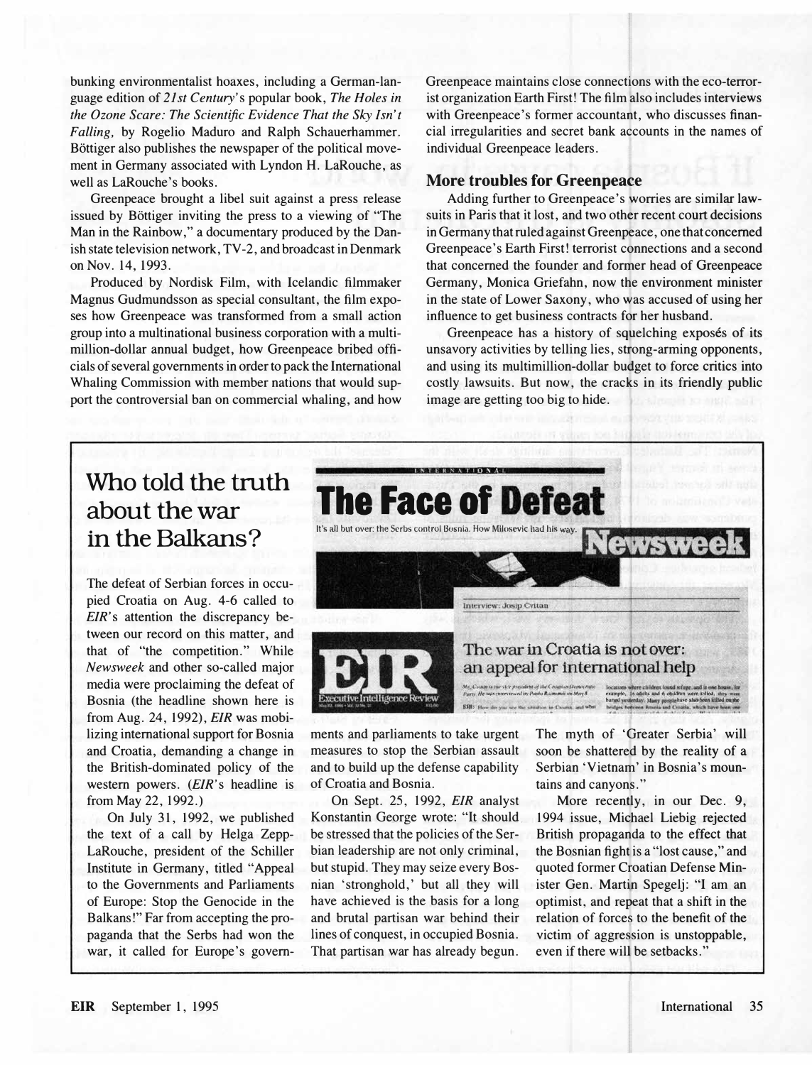bunking environmentalist hoaxes, including a German-language edition of *21st Century*'s popular book, *The Holes in the Ozone Scare: The Scientific Evidence That the Sky Isn't Falling,* by Rogelio Maduro and Ralph Schauerhammer. Böttiger also publishes the newspaper of the political movement in Germany associated with Lyndon H. LaRouche, as well as LaRouche's books.

Greenpeace brought a libel suit against a press release issued by Böttiger inviting the press to a viewing of "The Man in the Rainbow," a documentary produced by the Danish state television network, TV-2, and broadcast in Denmark on Nov. 14, 1993.

Produced by Nordisk Film, with Icelandic filmmaker Magnus Gudmundsson as special consultant, the film exposes how Greenpeace was transformed from a small action group into a multinational business corporation with a multimillion-dollar annual budget, how Greenpeace bribed officials of several governments in order to pack the International Whaling Commission with member nations that would support the controversial ban on commercial whaling, and how Greenpeace maintains close connections with the eco-terrorist organization Earth First! The film also includes interviews with Greenpeace's former accountant, who discusses financial irregularities and secret bank accounts in the names of individual Greenpeace leaders.

## More troubles for Greenpeace

Adding further to Greenpeace's worries are similar lawsuits in Paris that it lost, and two other recent court decisions in Germany that ruled against Greenpeace, one that concerned Greenpeace's Earth First! terrorist connections and a second that concerned the founder and former head of Greenpeace Germany, Monica Griefahn, now the environment minister in the state of Lower Saxony, who was accused of using her influence to get business contracts for her husband.

Greenpeace has a history of squelching exposés of its unsavory activities by telling lies, strong-arming opponents, and using its multimillion-dollar budget to force critics into costly lawsuits. But now, the cracks in its friendly public image are getting too big to hide.

## Who told the truth about the war in the Balkans?

INTERNATIONAL

**The Face of Defeat**

It's all but over: the Serbs control Bosnia. How Milosevic had his way.

Newsweek

Interview: Josip Cvitan

EIR Executive Intelligence Review

The war in Croatia is not over: an appeal for international help

The defeat of Serbian forces in occupied Croatia on Aug. 4-6 called to *EIR*'s attention the discrepancy between our record on this matter, and that of "the competition." While *Newsweek* and other so-called major media were proclaiming the defeat of Bosnia (the headline shown here is from Aug. 24, 1992), *EIR* was mobilizing international support for Bosnia and Croatia, demanding a change in the British-dominated policy of the western powers. (*EIR*'s headline is from May 22, 1992.)

On July 31, 1992, we published the text of a call by Helga Zepp-LaRouche, president of the Schiller Institute in Germany, titled "Appeal to the Governments and Parliaments of Europe: Stop the Genocide in the Balkans!" Far from accepting the propaganda that the Serbs had won the war, it called for Europe's governments and parliaments to take urgent measures to stop the Serbian assault and to build up the defense capability of Croatia and Bosnia.

On Sept. 25, 1992, *EIR* analyst Konstantin George wrote: "It should be stressed that the policies of the Serbian leadership are not only criminal, but stupid. They may seize every Bosnian 'stronghold,' but all they will have achieved is the basis for a long and brutal partisan war behind their lines of conquest, in occupied Bosnia. That partisan war has already begun. The myth of 'Greater Serbia' will soon be shattered by the reality of a Serbian 'Vietnam' in Bosnia's mountains and canyons."

More recently, in our Dec. 9, 1994 issue, Michael Liebig rejected British propaganda to the effect that the Bosnian fight is a "lost cause," and quoted former Croatian Defense Minister Gen. Martin Spegelj: "I am an optimist, and repeat that a shift in the relation of forces to the benefit of the victim of aggression is unstoppable, even if there will be setbacks."